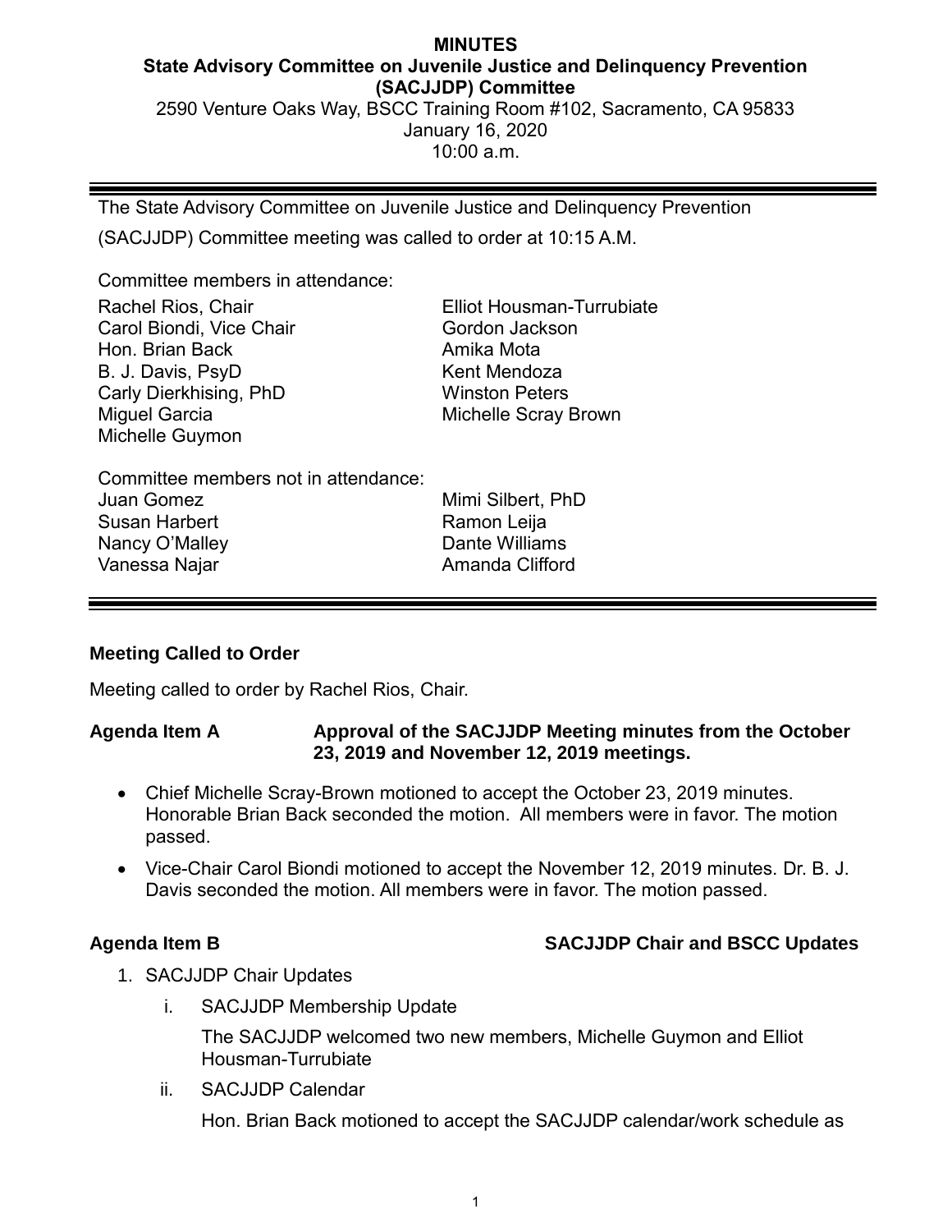**MINUTES**

**State Advisory Committee on Juvenile Justice and Delinquency Prevention (SACJJDP) Committee**

2590 Venture Oaks Way, BSCC Training Room #102, Sacramento, CA 95833

January 16, 2020

10:00 a.m.

---

The State Advisory Committee on Juvenile Justice and Delinquency Prevention (SACJJDP) Committee meeting was called to order at 10:15 A.M.

Committee members in attendance:

Rachel Rios, Chair
Carol Biondi, Vice Chair
Hon. Brian Back
B. J. Davis, PsyD
Carly Dierkhising, PhD
Miguel Garcia
Michelle Guymon
Elliot Housman-Turrubiate
Gordon Jackson
Amika Mota
Kent Mendoza
Winston Peters
Michelle Scray Brown

Committee members not in attendance:

Juan Gomez
Susan Harbert
Nancy O'Malley
Vanessa Najar
Mimi Silbert, PhD
Ramon Leija
Dante Williams
Amanda Clifford

---

**Meeting Called to Order**

Meeting called to order by Rachel Rios, Chair.

**Agenda Item A** **Approval of the SACJJDP Meeting minutes from the October 23, 2019 and November 12, 2019 meetings.**

- Chief Michelle Scray-Brown motioned to accept the October 23, 2019 minutes. Honorable Brian Back seconded the motion. All members were in favor. The motion passed.
- Vice-Chair Carol Biondi motioned to accept the November 12, 2019 minutes. Dr. B. J. Davis seconded the motion. All members were in favor. The motion passed.

**Agenda Item B** **SACJJDP Chair and BSCC Updates**

1. SACJJDP Chair Updates
   i. SACJJDP Membership Update

      The SACJJDP welcomed two new members, Michelle Guymon and Elliot Housman-Turrubiate

   ii. SACJJDP Calendar

      Hon. Brian Back motioned to accept the SACJJDP calendar/work schedule as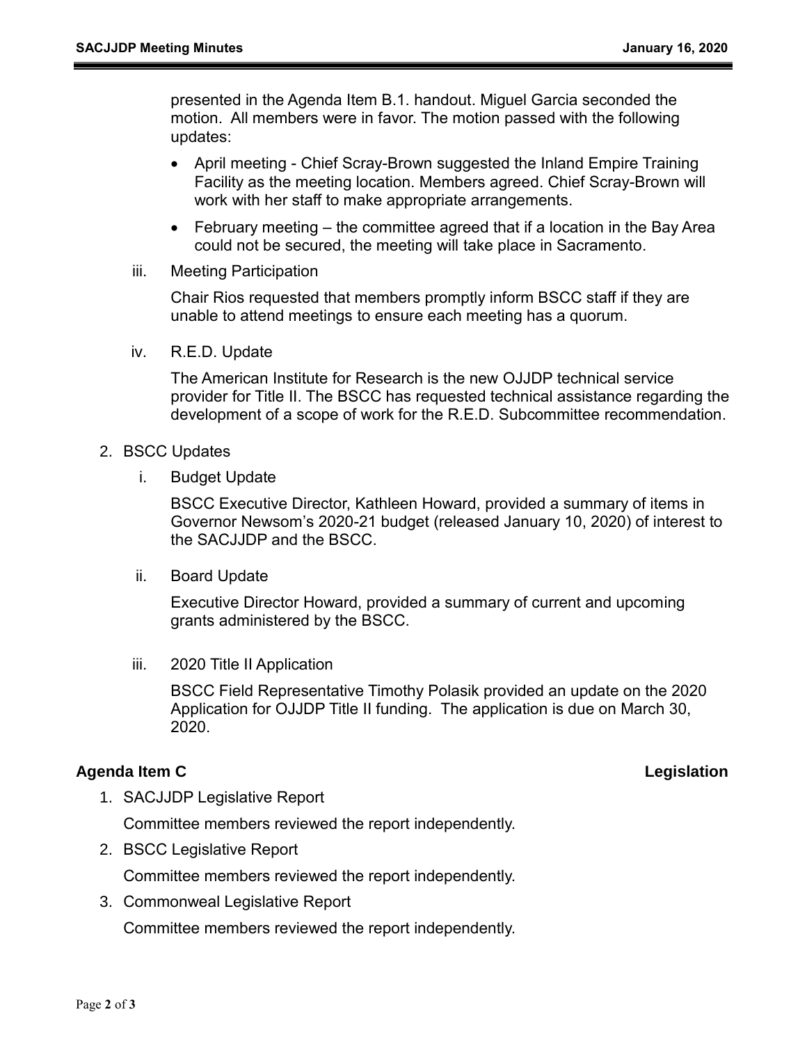presented in the Agenda Item B.1. handout. Miguel Garcia seconded the motion. All members were in favor. The motion passed with the following updates:

- April meeting - Chief Scray-Brown suggested the Inland Empire Training Facility as the meeting location. Members agreed. Chief Scray-Brown will work with her staff to make appropriate arrangements.
- February meeting – the committee agreed that if a location in the Bay Area could not be secured, the meeting will take place in Sacramento.

iii. Meeting Participation

Chair Rios requested that members promptly inform BSCC staff if they are unable to attend meetings to ensure each meeting has a quorum.

iv. R.E.D. Update

The American Institute for Research is the new OJJDP technical service provider for Title II. The BSCC has requested technical assistance regarding the development of a scope of work for the R.E.D. Subcommittee recommendation.

2. BSCC Updates

   i. Budget Update

   BSCC Executive Director, Kathleen Howard, provided a summary of items in Governor Newsom's 2020-21 budget (released January 10, 2020) of interest to the SACJJDP and the BSCC.

   ii. Board Update

   Executive Director Howard, provided a summary of current and upcoming grants administered by the BSCC.

   iii. 2020 Title II Application

   BSCC Field Representative Timothy Polasik provided an update on the 2020 Application for OJJDP Title II funding. The application is due on March 30, 2020.

## Agenda Item C — Legislation

1. SACJJDP Legislative Report

   Committee members reviewed the report independently.

2. BSCC Legislative Report

   Committee members reviewed the report independently.

3. Commonweal Legislative Report

   Committee members reviewed the report independently.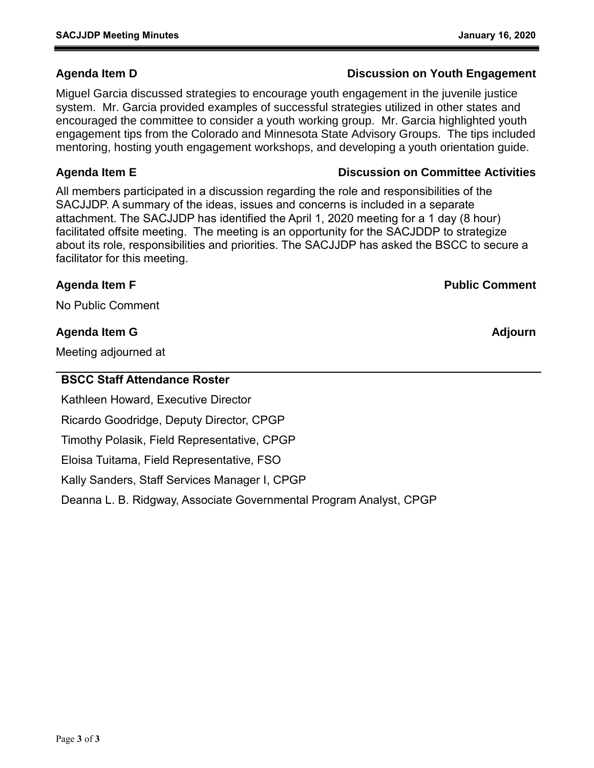**Agenda Item D** **Discussion on Youth Engagement**

Miguel Garcia discussed strategies to encourage youth engagement in the juvenile justice system. Mr. Garcia provided examples of successful strategies utilized in other states and encouraged the committee to consider a youth working group. Mr. Garcia highlighted youth engagement tips from the Colorado and Minnesota State Advisory Groups. The tips included mentoring, hosting youth engagement workshops, and developing a youth orientation guide.

**Agenda Item E** **Discussion on Committee Activities**

All members participated in a discussion regarding the role and responsibilities of the SACJJDP. A summary of the ideas, issues and concerns is included in a separate attachment. The SACJJDP has identified the April 1, 2020 meeting for a 1 day (8 hour) facilitated offsite meeting. The meeting is an opportunity for the SACJDDP to strategize about its role, responsibilities and priorities. The SACJJDP has asked the BSCC to secure a facilitator for this meeting.

**Agenda Item F** **Public Comment**

No Public Comment

**Agenda Item G** **Adjourn**

Meeting adjourned at

---

**BSCC Staff Attendance Roster**

Kathleen Howard, Executive Director

Ricardo Goodridge, Deputy Director, CPGP

Timothy Polasik, Field Representative, CPGP

Eloisa Tuitama, Field Representative, FSO

Kally Sanders, Staff Services Manager I, CPGP

Deanna L. B. Ridgway, Associate Governmental Program Analyst, CPGP